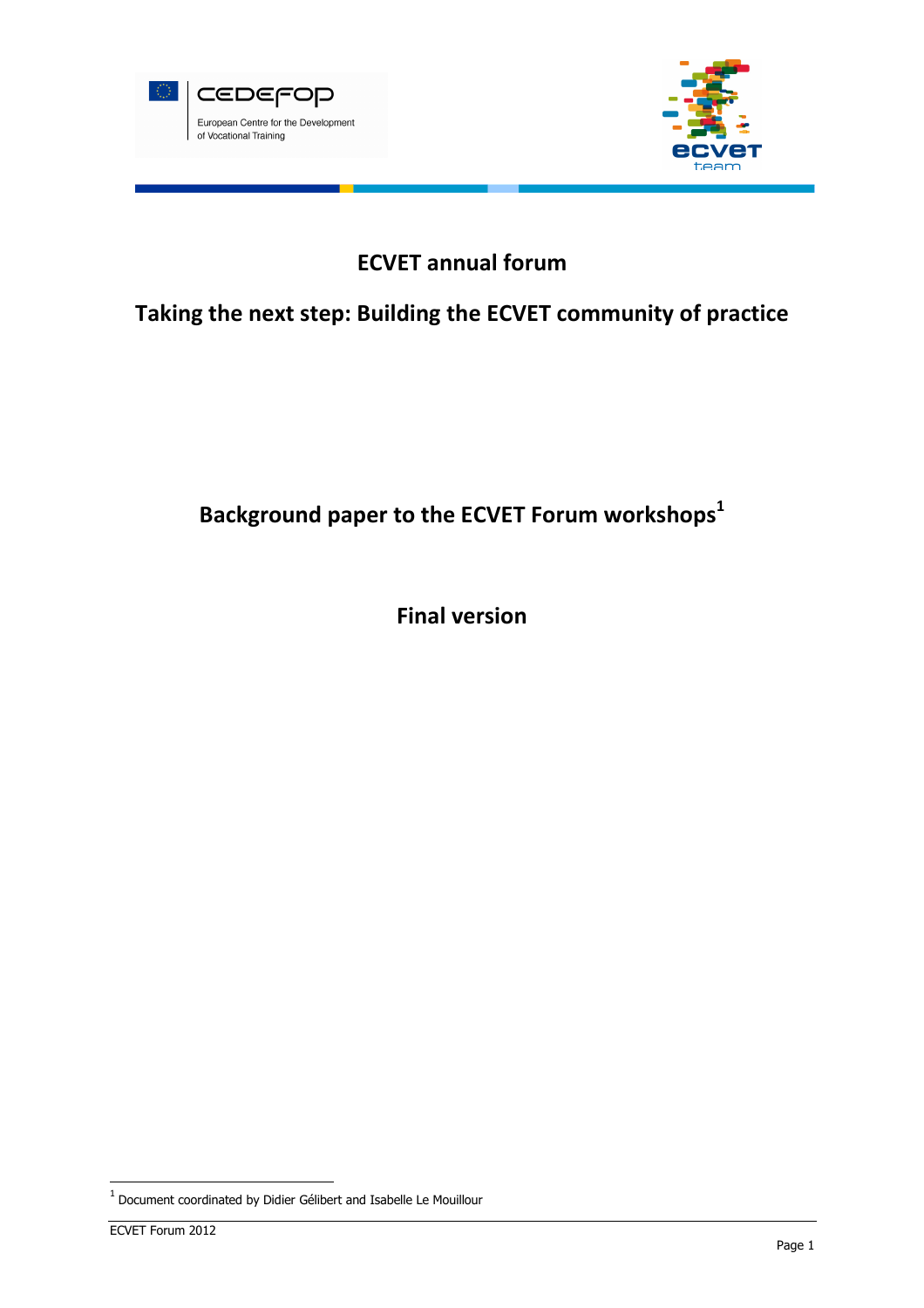# ECVET annual forum

## Taking the next step: Building the ECVET community of practice

## Background paper to the ECVET Forum workshops[1]

## Final version

[1] Document coordinated by Didier Gélibert and Isabelle Le Mouillour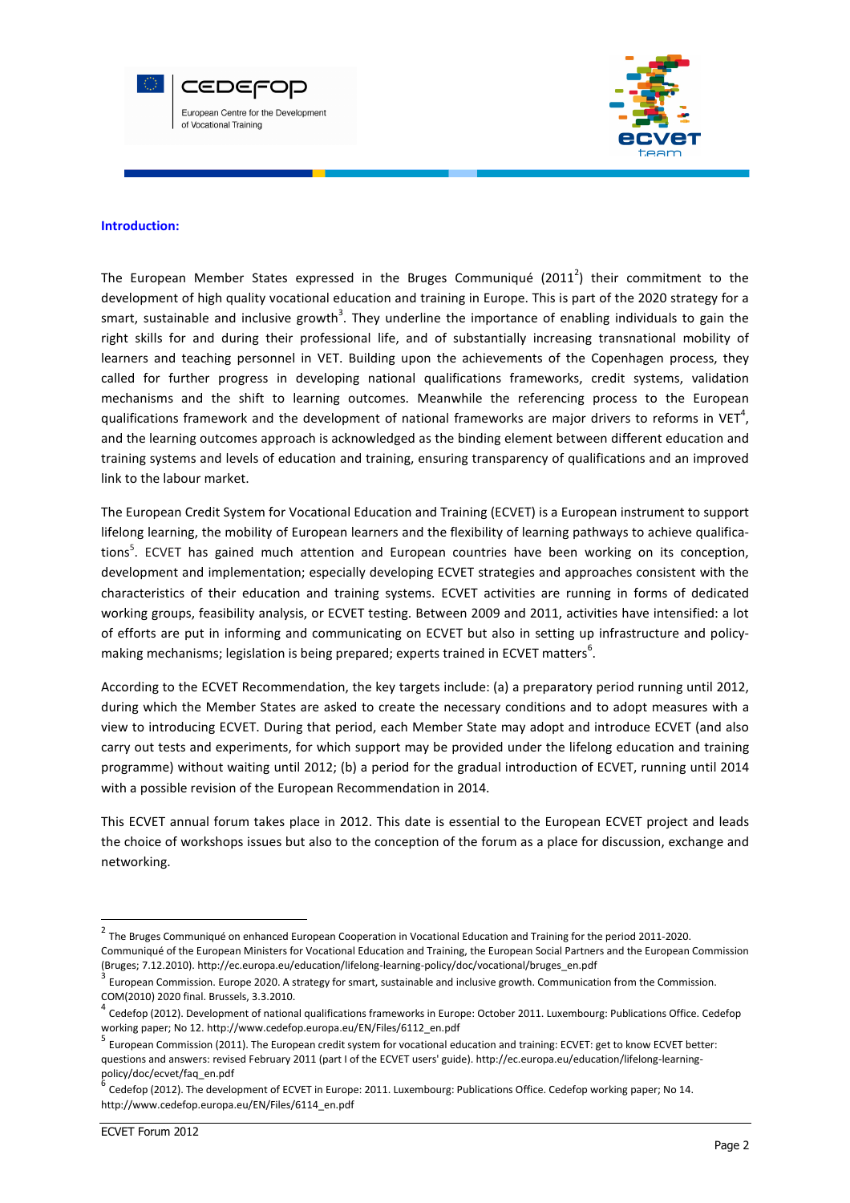**Introduction:**

The European Member States expressed in the Bruges Communiqué (2011[2]) their commitment to the development of high quality vocational education and training in Europe. This is part of the 2020 strategy for a smart, sustainable and inclusive growth[3]. They underline the importance of enabling individuals to gain the right skills for and during their professional life, and of substantially increasing transnational mobility of learners and teaching personnel in VET. Building upon the achievements of the Copenhagen process, they called for further progress in developing national qualifications frameworks, credit systems, validation mechanisms and the shift to learning outcomes. Meanwhile the referencing process to the European qualifications framework and the development of national frameworks are major drivers to reforms in VET[4], and the learning outcomes approach is acknowledged as the binding element between different education and training systems and levels of education and training, ensuring transparency of qualifications and an improved link to the labour market.

The European Credit System for Vocational Education and Training (ECVET) is a European instrument to support lifelong learning, the mobility of European learners and the flexibility of learning pathways to achieve qualifications[5]. ECVET has gained much attention and European countries have been working on its conception, development and implementation; especially developing ECVET strategies and approaches consistent with the characteristics of their education and training systems. ECVET activities are running in forms of dedicated working groups, feasibility analysis, or ECVET testing. Between 2009 and 2011, activities have intensified: a lot of efforts are put in informing and communicating on ECVET but also in setting up infrastructure and policy-making mechanisms; legislation is being prepared; experts trained in ECVET matters[6].

According to the ECVET Recommendation, the key targets include: (a) a preparatory period running until 2012, during which the Member States are asked to create the necessary conditions and to adopt measures with a view to introducing ECVET. During that period, each Member State may adopt and introduce ECVET (and also carry out tests and experiments, for which support may be provided under the lifelong education and training programme) without waiting until 2012; (b) a period for the gradual introduction of ECVET, running until 2014 with a possible revision of the European Recommendation in 2014.

This ECVET annual forum takes place in 2012. This date is essential to the European ECVET project and leads the choice of workshops issues but also to the conception of the forum as a place for discussion, exchange and networking.

---

[2] The Bruges Communiqué on enhanced European Cooperation in Vocational Education and Training for the period 2011-2020. Communiqué of the European Ministers for Vocational Education and Training, the European Social Partners and the European Commission (Bruges; 7.12.2010). http://ec.europa.eu/education/lifelong-learning-policy/doc/vocational/bruges_en.pdf

[3] European Commission. Europe 2020. A strategy for smart, sustainable and inclusive growth. Communication from the Commission. COM(2010) 2020 final. Brussels, 3.3.2010.

[4] Cedefop (2012). Development of national qualifications frameworks in Europe: October 2011. Luxembourg: Publications Office. Cedefop working paper; No 12. http://www.cedefop.europa.eu/EN/Files/6112_en.pdf

[5] European Commission (2011). The European credit system for vocational education and training: ECVET: get to know ECVET better: questions and answers: revised February 2011 (part I of the ECVET users' guide). http://ec.europa.eu/education/lifelong-learning-policy/doc/ecvet/faq_en.pdf

[6] Cedefop (2012). The development of ECVET in Europe: 2011. Luxembourg: Publications Office. Cedefop working paper; No 14. http://www.cedefop.europa.eu/EN/Files/6114_en.pdf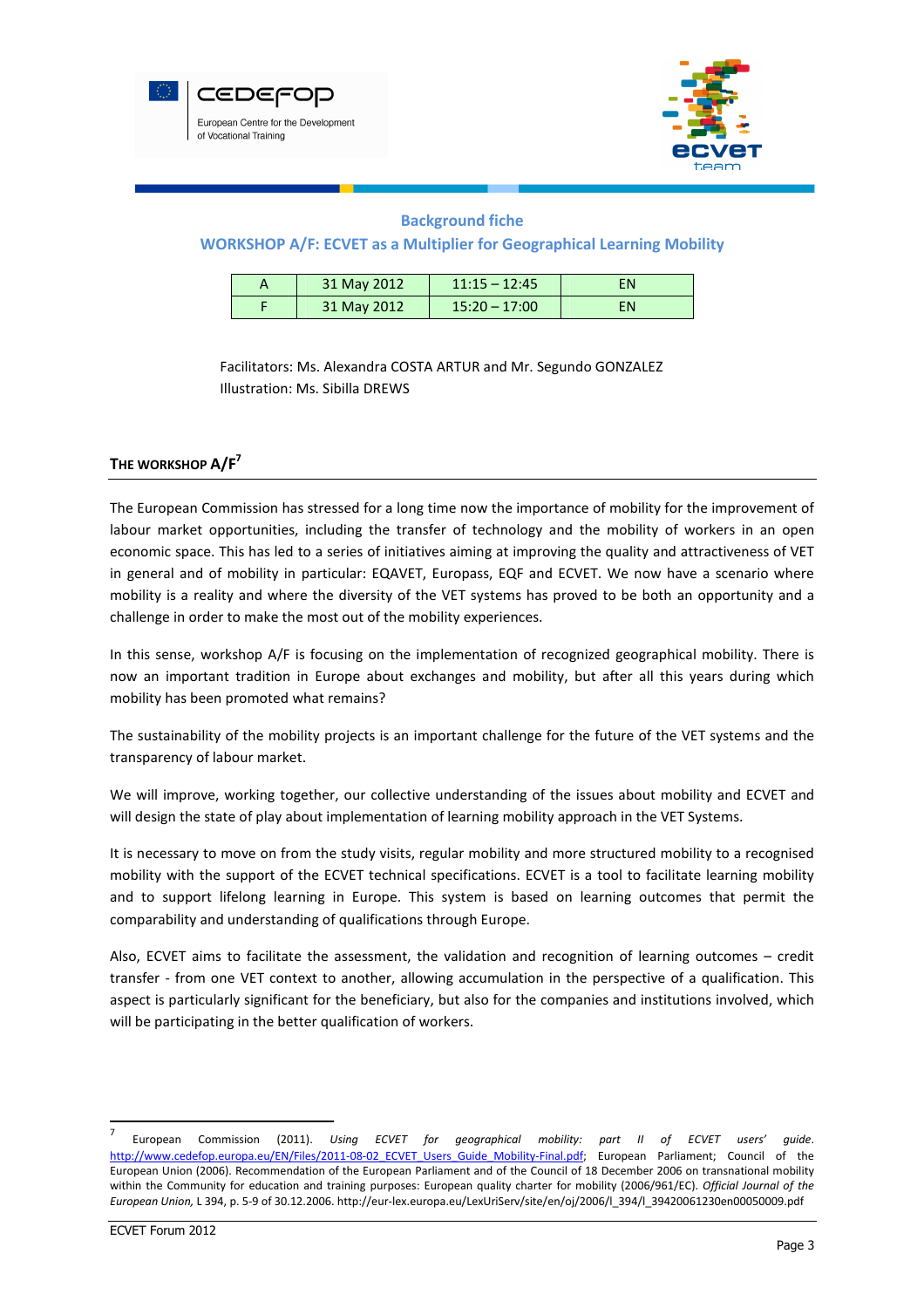**Background fiche**

**WORKSHOP A/F: ECVET as a Multiplier for Geographical Learning Mobility**

| A | 31 May 2012 | 11:15 – 12:45 | EN |
|---|---|---|---|
| F | 31 May 2012 | 15:20 – 17:00 | EN |

Facilitators: Ms. Alexandra COSTA ARTUR and Mr. Segundo GONZALEZ
Illustration: Ms. Sibilla DREWS

## THE WORKSHOP A/F[7]

The European Commission has stressed for a long time now the importance of mobility for the improvement of labour market opportunities, including the transfer of technology and the mobility of workers in an open economic space. This has led to a series of initiatives aiming at improving the quality and attractiveness of VET in general and of mobility in particular: EQAVET, Europass, EQF and ECVET. We now have a scenario where mobility is a reality and where the diversity of the VET systems has proved to be both an opportunity and a challenge in order to make the most out of the mobility experiences.

In this sense, workshop A/F is focusing on the implementation of recognized geographical mobility. There is now an important tradition in Europe about exchanges and mobility, but after all this years during which mobility has been promoted what remains?

The sustainability of the mobility projects is an important challenge for the future of the VET systems and the transparency of labour market.

We will improve, working together, our collective understanding of the issues about mobility and ECVET and will design the state of play about implementation of learning mobility approach in the VET Systems.

It is necessary to move on from the study visits, regular mobility and more structured mobility to a recognised mobility with the support of the ECVET technical specifications. ECVET is a tool to facilitate learning mobility and to support lifelong learning in Europe. This system is based on learning outcomes that permit the comparability and understanding of qualifications through Europe.

Also, ECVET aims to facilitate the assessment, the validation and recognition of learning outcomes – credit transfer - from one VET context to another, allowing accumulation in the perspective of a qualification. This aspect is particularly significant for the beneficiary, but also for the companies and institutions involved, which will be participating in the better qualification of workers.

---

[7] European Commission (2011). *Using ECVET for geographical mobility: part II of ECVET users' guide*. http://www.cedefop.europa.eu/EN/Files/2011-08-02_ECVET_Users_Guide_Mobility-Final.pdf; European Parliament; Council of the European Union (2006). Recommendation of the European Parliament and of the Council of 18 December 2006 on transnational mobility within the Community for education and training purposes: European quality charter for mobility (2006/961/EC). *Official Journal of the European Union,* L 394, p. 5-9 of 30.12.2006. http://eur-lex.europa.eu/LexUriServ/site/en/oj/2006/l_394/l_39420061230en00050009.pdf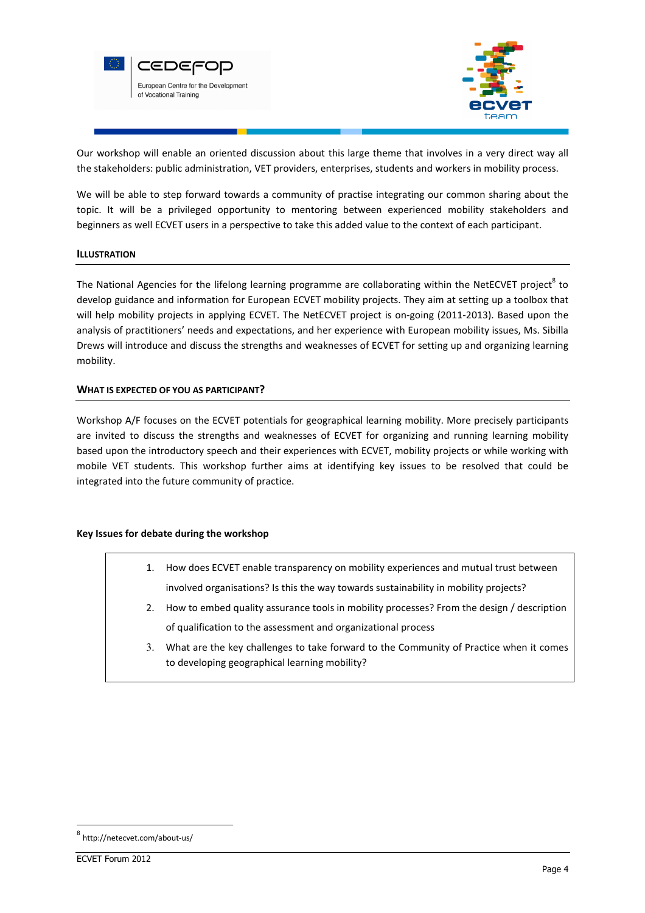Our workshop will enable an oriented discussion about this large theme that involves in a very direct way all the stakeholders: public administration, VET providers, enterprises, students and workers in mobility process.

We will be able to step forward towards a community of practise integrating our common sharing about the topic. It will be a privileged opportunity to mentoring between experienced mobility stakeholders and beginners as well ECVET users in a perspective to take this added value to the context of each participant.

### ILLUSTRATION

The National Agencies for the lifelong learning programme are collaborating within the NetECVET project[8] to develop guidance and information for European ECVET mobility projects. They aim at setting up a toolbox that will help mobility projects in applying ECVET. The NetECVET project is on-going (2011-2013). Based upon the analysis of practitioners' needs and expectations, and her experience with European mobility issues, Ms. Sibilla Drews will introduce and discuss the strengths and weaknesses of ECVET for setting up and organizing learning mobility.

### WHAT IS EXPECTED OF YOU AS PARTICIPANT?

Workshop A/F focuses on the ECVET potentials for geographical learning mobility. More precisely participants are invited to discuss the strengths and weaknesses of ECVET for organizing and running learning mobility based upon the introductory speech and their experiences with ECVET, mobility projects or while working with mobile VET students. This workshop further aims at identifying key issues to be resolved that could be integrated into the future community of practice.

**Key Issues for debate during the workshop**

1. How does ECVET enable transparency on mobility experiences and mutual trust between involved organisations? Is this the way towards sustainability in mobility projects?
2. How to embed quality assurance tools in mobility processes? From the design / description of qualification to the assessment and organizational process
3. What are the key challenges to take forward to the Community of Practice when it comes to developing geographical learning mobility?

[8] http://netecvet.com/about-us/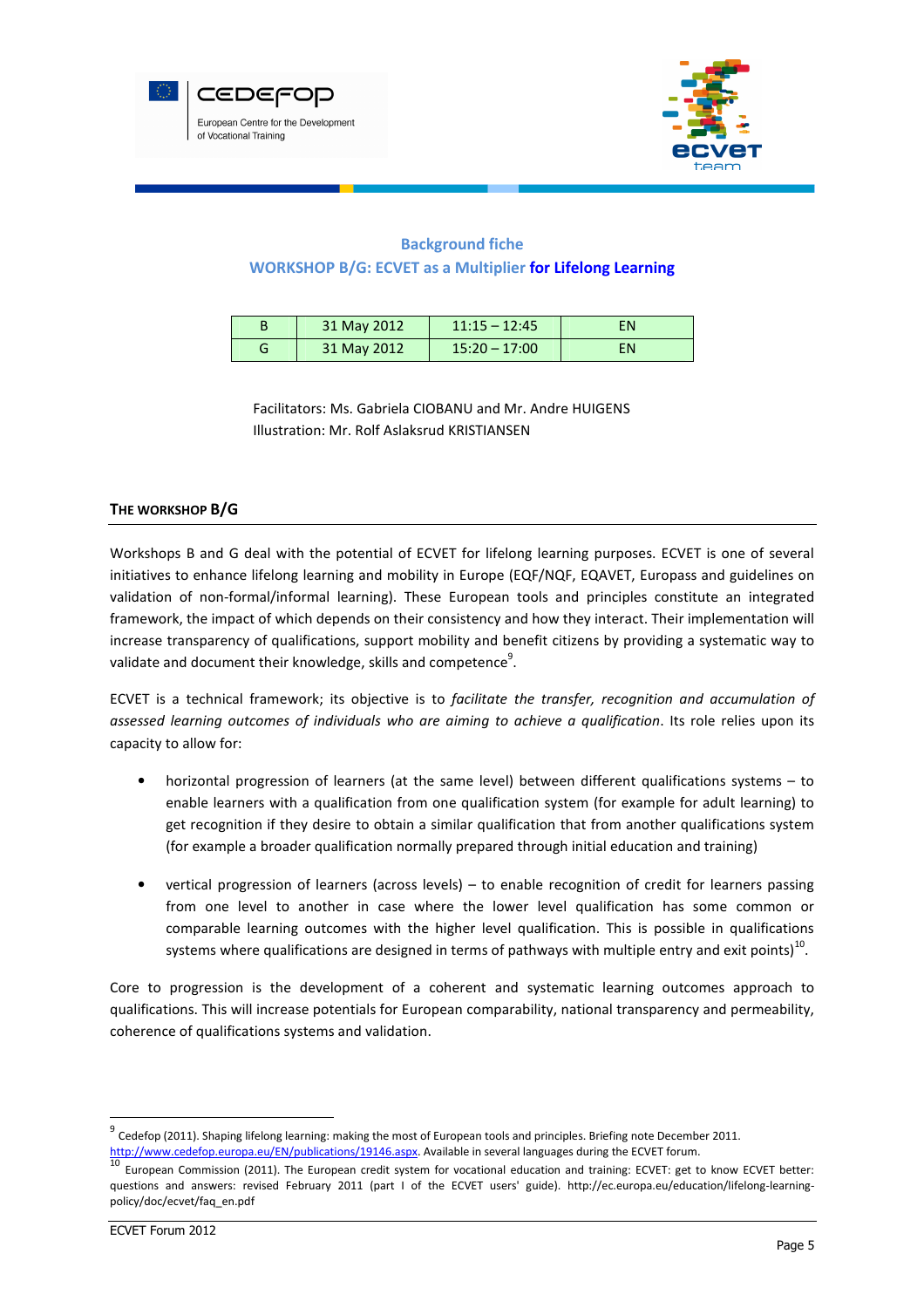**Background fiche**

**WORKSHOP B/G: ECVET as a Multiplier for Lifelong Learning**

| B | 31 May 2012 | 11:15 – 12:45 | EN |
|---|---|---|---|
| G | 31 May 2012 | 15:20 – 17:00 | EN |

Facilitators: Ms. Gabriela CIOBANU and Mr. Andre HUIGENS
Illustration: Mr. Rolf Aslaksrud KRISTIANSEN

## THE WORKSHOP B/G

Workshops B and G deal with the potential of ECVET for lifelong learning purposes. ECVET is one of several initiatives to enhance lifelong learning and mobility in Europe (EQF/NQF, EQAVET, Europass and guidelines on validation of non-formal/informal learning). These European tools and principles constitute an integrated framework, the impact of which depends on their consistency and how they interact. Their implementation will increase transparency of qualifications, support mobility and benefit citizens by providing a systematic way to validate and document their knowledge, skills and competence[9].

ECVET is a technical framework; its objective is to *facilitate the transfer, recognition and accumulation of assessed learning outcomes of individuals who are aiming to achieve a qualification*. Its role relies upon its capacity to allow for:

- horizontal progression of learners (at the same level) between different qualifications systems – to enable learners with a qualification from one qualification system (for example for adult learning) to get recognition if they desire to obtain a similar qualification that from another qualifications system (for example a broader qualification normally prepared through initial education and training)

- vertical progression of learners (across levels) – to enable recognition of credit for learners passing from one level to another in case where the lower level qualification has some common or comparable learning outcomes with the higher level qualification. This is possible in qualifications systems where qualifications are designed in terms of pathways with multiple entry and exit points)[10].

Core to progression is the development of a coherent and systematic learning outcomes approach to qualifications. This will increase potentials for European comparability, national transparency and permeability, coherence of qualifications systems and validation.

---

[9] Cedefop (2011). Shaping lifelong learning: making the most of European tools and principles. Briefing note December 2011. http://www.cedefop.europa.eu/EN/publications/19146.aspx. Available in several languages during the ECVET forum.

[10] European Commission (2011). The European credit system for vocational education and training: ECVET: get to know ECVET better: questions and answers: revised February 2011 (part I of the ECVET users' guide). http://ec.europa.eu/education/lifelong-learning-policy/doc/ecvet/faq_en.pdf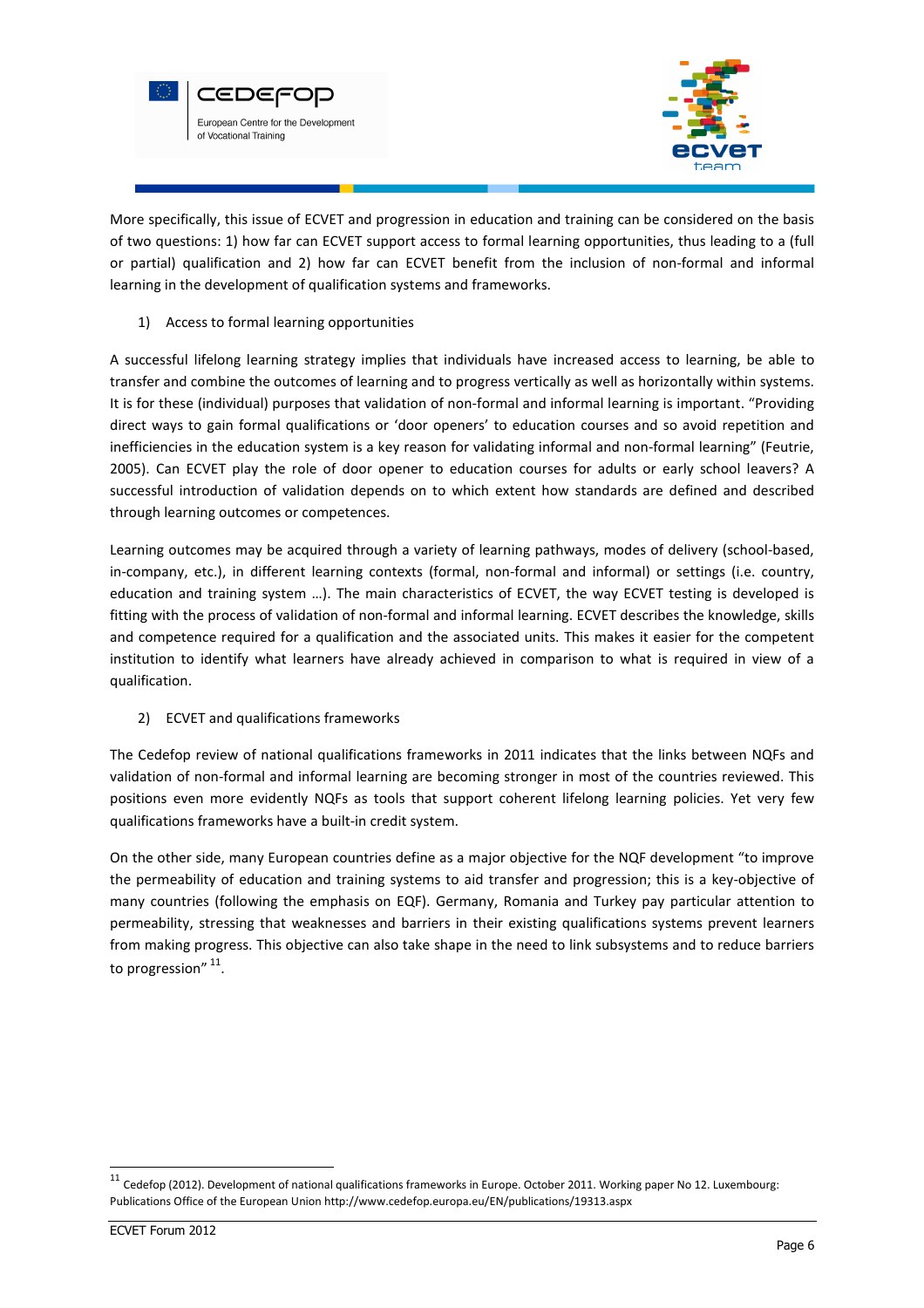More specifically, this issue of ECVET and progression in education and training can be considered on the basis of two questions: 1) how far can ECVET support access to formal learning opportunities, thus leading to a (full or partial) qualification and 2) how far can ECVET benefit from the inclusion of non-formal and informal learning in the development of qualification systems and frameworks.

1) Access to formal learning opportunities

A successful lifelong learning strategy implies that individuals have increased access to learning, be able to transfer and combine the outcomes of learning and to progress vertically as well as horizontally within systems. It is for these (individual) purposes that validation of non-formal and informal learning is important. "Providing direct ways to gain formal qualifications or 'door openers' to education courses and so avoid repetition and inefficiencies in the education system is a key reason for validating informal and non-formal learning" (Feutrie, 2005). Can ECVET play the role of door opener to education courses for adults or early school leavers? A successful introduction of validation depends on to which extent how standards are defined and described through learning outcomes or competences.

Learning outcomes may be acquired through a variety of learning pathways, modes of delivery (school-based, in-company, etc.), in different learning contexts (formal, non-formal and informal) or settings (i.e. country, education and training system …). The main characteristics of ECVET, the way ECVET testing is developed is fitting with the process of validation of non-formal and informal learning. ECVET describes the knowledge, skills and competence required for a qualification and the associated units. This makes it easier for the competent institution to identify what learners have already achieved in comparison to what is required in view of a qualification.

2) ECVET and qualifications frameworks

The Cedefop review of national qualifications frameworks in 2011 indicates that the links between NQFs and validation of non-formal and informal learning are becoming stronger in most of the countries reviewed. This positions even more evidently NQFs as tools that support coherent lifelong learning policies. Yet very few qualifications frameworks have a built-in credit system.

On the other side, many European countries define as a major objective for the NQF development "to improve the permeability of education and training systems to aid transfer and progression; this is a key-objective of many countries (following the emphasis on EQF). Germany, Romania and Turkey pay particular attention to permeability, stressing that weaknesses and barriers in their existing qualifications systems prevent learners from making progress. This objective can also take shape in the need to link subsystems and to reduce barriers to progression" [11].

[11] Cedefop (2012). Development of national qualifications frameworks in Europe. October 2011. Working paper No 12. Luxembourg: Publications Office of the European Union http://www.cedefop.europa.eu/EN/publications/19313.aspx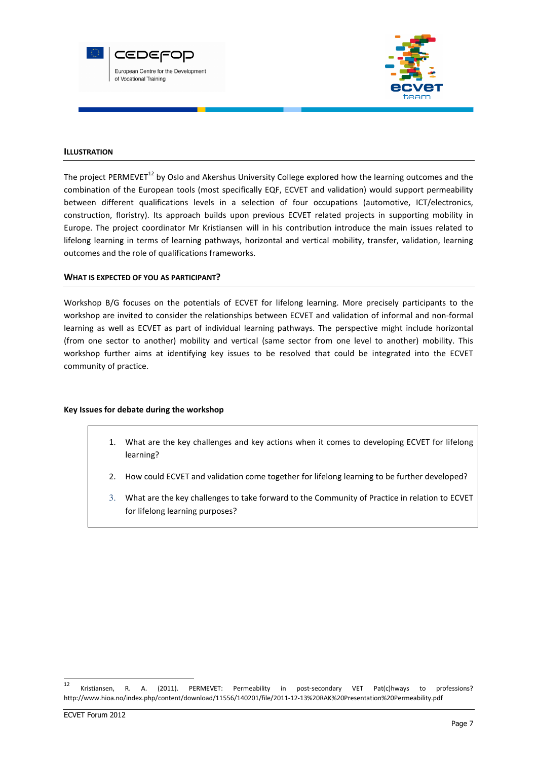### ILLUSTRATION

The project PERMEVET[12] by Oslo and Akershus University College explored how the learning outcomes and the combination of the European tools (most specifically EQF, ECVET and validation) would support permeability between different qualifications levels in a selection of four occupations (automotive, ICT/electronics, construction, floristry). Its approach builds upon previous ECVET related projects in supporting mobility in Europe. The project coordinator Mr Kristiansen will in his contribution introduce the main issues related to lifelong learning in terms of learning pathways, horizontal and vertical mobility, transfer, validation, learning outcomes and the role of qualifications frameworks.

### WHAT IS EXPECTED OF YOU AS PARTICIPANT?

Workshop B/G focuses on the potentials of ECVET for lifelong learning. More precisely participants to the workshop are invited to consider the relationships between ECVET and validation of informal and non-formal learning as well as ECVET as part of individual learning pathways. The perspective might include horizontal (from one sector to another) mobility and vertical (same sector from one level to another) mobility. This workshop further aims at identifying key issues to be resolved that could be integrated into the ECVET community of practice.

**Key Issues for debate during the workshop**

1. What are the key challenges and key actions when it comes to developing ECVET for lifelong learning?
2. How could ECVET and validation come together for lifelong learning to be further developed?
3. What are the key challenges to take forward to the Community of Practice in relation to ECVET for lifelong learning purposes?

[12] Kristiansen, R. A. (2011). PERMEVET: Permeability in post-secondary VET Pat(c)hways to professions? http://www.hioa.no/index.php/content/download/11556/140201/file/2011-12-13%20RAK%20Presentation%20Permeability.pdf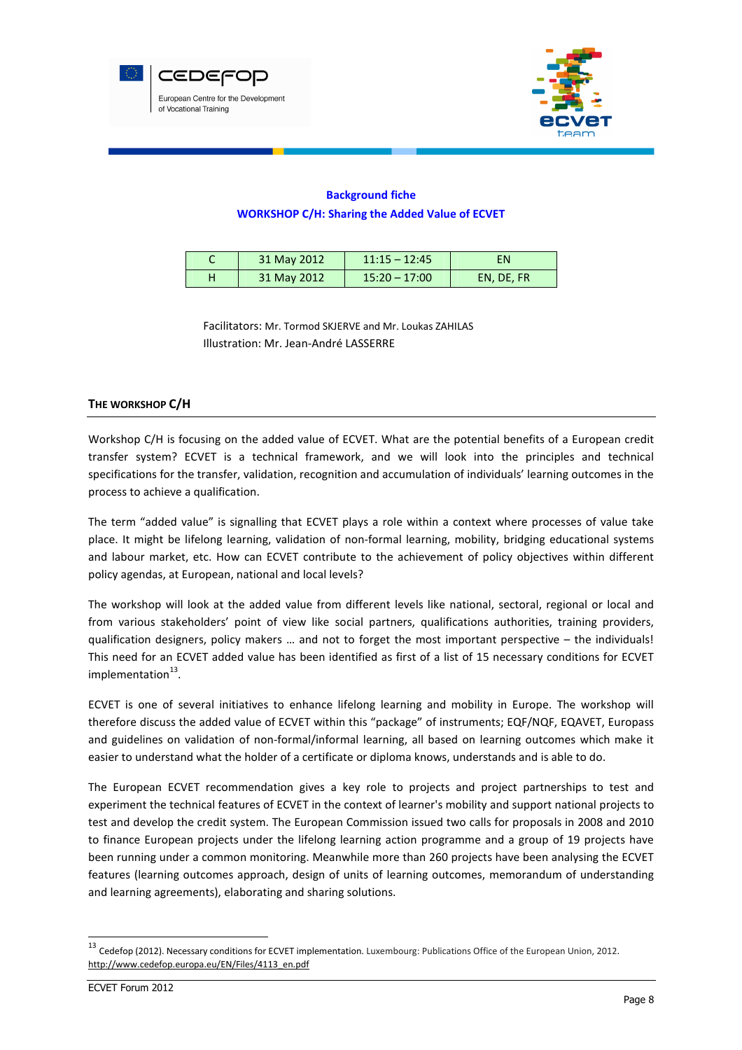**Background fiche**

**WORKSHOP C/H: Sharing the Added Value of ECVET**

| C | 31 May 2012 | 11:15 – 12:45 | EN |
|---|---|---|---|
| H | 31 May 2012 | 15:20 – 17:00 | EN, DE, FR |

Facilitators: Mr. Tormod SKJERVE and Mr. Loukas ZAHILAS
Illustration: Mr. Jean-André LASSERRE

## THE WORKSHOP C/H

Workshop C/H is focusing on the added value of ECVET. What are the potential benefits of a European credit transfer system? ECVET is a technical framework, and we will look into the principles and technical specifications for the transfer, validation, recognition and accumulation of individuals' learning outcomes in the process to achieve a qualification.

The term "added value" is signalling that ECVET plays a role within a context where processes of value take place. It might be lifelong learning, validation of non-formal learning, mobility, bridging educational systems and labour market, etc. How can ECVET contribute to the achievement of policy objectives within different policy agendas, at European, national and local levels?

The workshop will look at the added value from different levels like national, sectoral, regional or local and from various stakeholders' point of view like social partners, qualifications authorities, training providers, qualification designers, policy makers … and not to forget the most important perspective – the individuals! This need for an ECVET added value has been identified as first of a list of 15 necessary conditions for ECVET implementation[13].

ECVET is one of several initiatives to enhance lifelong learning and mobility in Europe. The workshop will therefore discuss the added value of ECVET within this "package" of instruments; EQF/NQF, EQAVET, Europass and guidelines on validation of non-formal/informal learning, all based on learning outcomes which make it easier to understand what the holder of a certificate or diploma knows, understands and is able to do.

The European ECVET recommendation gives a key role to projects and project partnerships to test and experiment the technical features of ECVET in the context of learner's mobility and support national projects to test and develop the credit system. The European Commission issued two calls for proposals in 2008 and 2010 to finance European projects under the lifelong learning action programme and a group of 19 projects have been running under a common monitoring. Meanwhile more than 260 projects have been analysing the ECVET features (learning outcomes approach, design of units of learning outcomes, memorandum of understanding and learning agreements), elaborating and sharing solutions.

---

[13] Cedefop (2012). Necessary conditions for ECVET implementation. Luxembourg: Publications Office of the European Union, 2012. http://www.cedefop.europa.eu/EN/Files/4113_en.pdf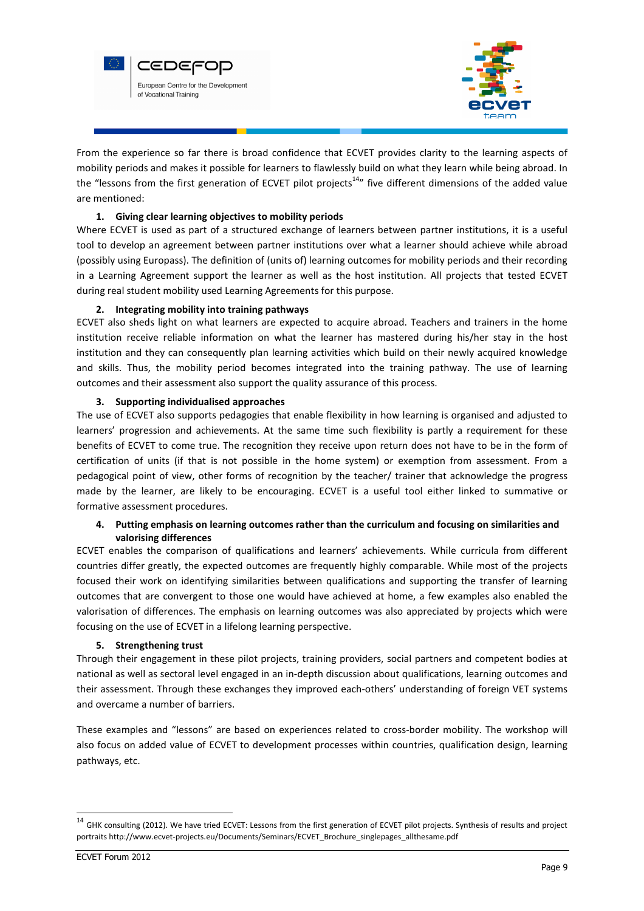From the experience so far there is broad confidence that ECVET provides clarity to the learning aspects of mobility periods and makes it possible for learners to flawlessly build on what they learn while being abroad. In the "lessons from the first generation of ECVET pilot projects[14]" five different dimensions of the added value are mentioned:

1. **Giving clear learning objectives to mobility periods**

Where ECVET is used as part of a structured exchange of learners between partner institutions, it is a useful tool to develop an agreement between partner institutions over what a learner should achieve while abroad (possibly using Europass). The definition of (units of) learning outcomes for mobility periods and their recording in a Learning Agreement support the learner as well as the host institution. All projects that tested ECVET during real student mobility used Learning Agreements for this purpose.

2. **Integrating mobility into training pathways**

ECVET also sheds light on what learners are expected to acquire abroad. Teachers and trainers in the home institution receive reliable information on what the learner has mastered during his/her stay in the host institution and they can consequently plan learning activities which build on their newly acquired knowledge and skills. Thus, the mobility period becomes integrated into the training pathway. The use of learning outcomes and their assessment also support the quality assurance of this process.

3. **Supporting individualised approaches**

The use of ECVET also supports pedagogies that enable flexibility in how learning is organised and adjusted to learners' progression and achievements. At the same time such flexibility is partly a requirement for these benefits of ECVET to come true. The recognition they receive upon return does not have to be in the form of certification of units (if that is not possible in the home system) or exemption from assessment. From a pedagogical point of view, other forms of recognition by the teacher/ trainer that acknowledge the progress made by the learner, are likely to be encouraging. ECVET is a useful tool either linked to summative or formative assessment procedures.

4. **Putting emphasis on learning outcomes rather than the curriculum and focusing on similarities and valorising differences**

ECVET enables the comparison of qualifications and learners' achievements. While curricula from different countries differ greatly, the expected outcomes are frequently highly comparable. While most of the projects focused their work on identifying similarities between qualifications and supporting the transfer of learning outcomes that are convergent to those one would have achieved at home, a few examples also enabled the valorisation of differences. The emphasis on learning outcomes was also appreciated by projects which were focusing on the use of ECVET in a lifelong learning perspective.

5. **Strengthening trust**

Through their engagement in these pilot projects, training providers, social partners and competent bodies at national as well as sectoral level engaged in an in-depth discussion about qualifications, learning outcomes and their assessment. Through these exchanges they improved each-others' understanding of foreign VET systems and overcame a number of barriers.

These examples and "lessons" are based on experiences related to cross-border mobility. The workshop will also focus on added value of ECVET to development processes within countries, qualification design, learning pathways, etc.

[14] GHK consulting (2012). We have tried ECVET: Lessons from the first generation of ECVET pilot projects. Synthesis of results and project portraits http://www.ecvet-projects.eu/Documents/Seminars/ECVET_Brochure_singlepages_allthesame.pdf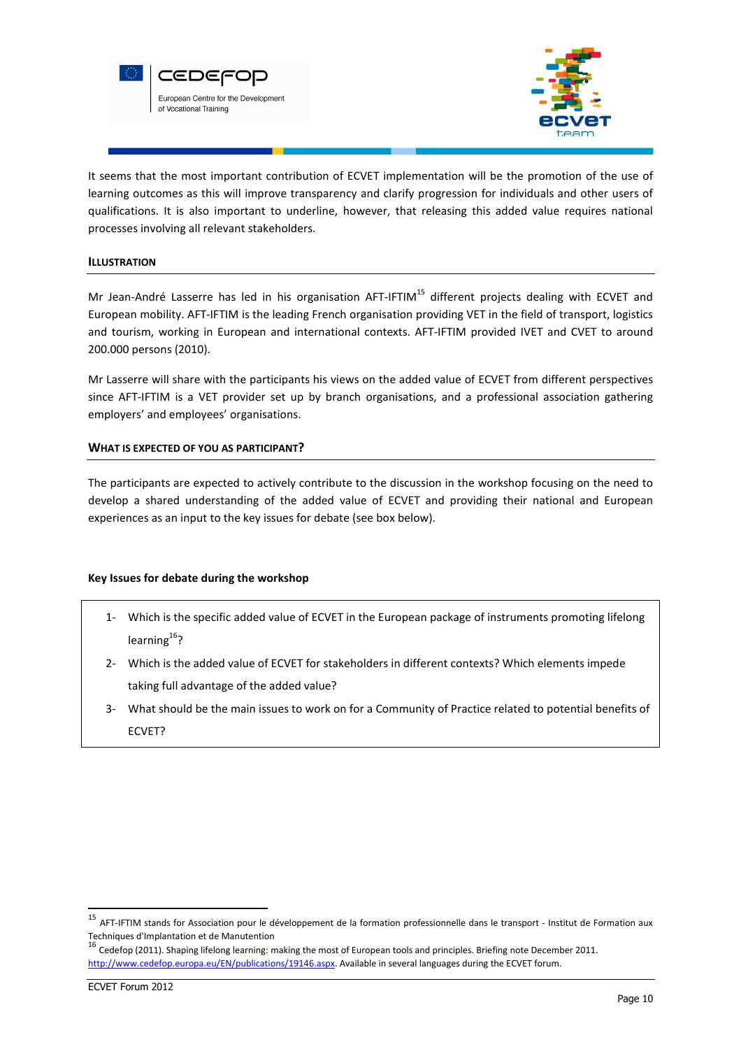It seems that the most important contribution of ECVET implementation will be the promotion of the use of learning outcomes as this will improve transparency and clarify progression for individuals and other users of qualifications. It is also important to underline, however, that releasing this added value requires national processes involving all relevant stakeholders.

#### ILLUSTRATION

Mr Jean-André Lasserre has led in his organisation AFT-IFTIM[15] different projects dealing with ECVET and European mobility. AFT-IFTIM is the leading French organisation providing VET in the field of transport, logistics and tourism, working in European and international contexts. AFT-IFTIM provided IVET and CVET to around 200.000 persons (2010).

Mr Lasserre will share with the participants his views on the added value of ECVET from different perspectives since AFT-IFTIM is a VET provider set up by branch organisations, and a professional association gathering employers' and employees' organisations.

#### WHAT IS EXPECTED OF YOU AS PARTICIPANT?

The participants are expected to actively contribute to the discussion in the workshop focusing on the need to develop a shared understanding of the added value of ECVET and providing their national and European experiences as an input to the key issues for debate (see box below).

**Key Issues for debate during the workshop**

1- Which is the specific added value of ECVET in the European package of instruments promoting lifelong learning[16]?
2- Which is the added value of ECVET for stakeholders in different contexts? Which elements impede taking full advantage of the added value?
3- What should be the main issues to work on for a Community of Practice related to potential benefits of ECVET?

---

[15] AFT-IFTIM stands for Association pour le développement de la formation professionnelle dans le transport - Institut de Formation aux Techniques d'Implantation et de Manutention

[16] Cedefop (2011). Shaping lifelong learning: making the most of European tools and principles. Briefing note December 2011. http://www.cedefop.europa.eu/EN/publications/19146.aspx. Available in several languages during the ECVET forum.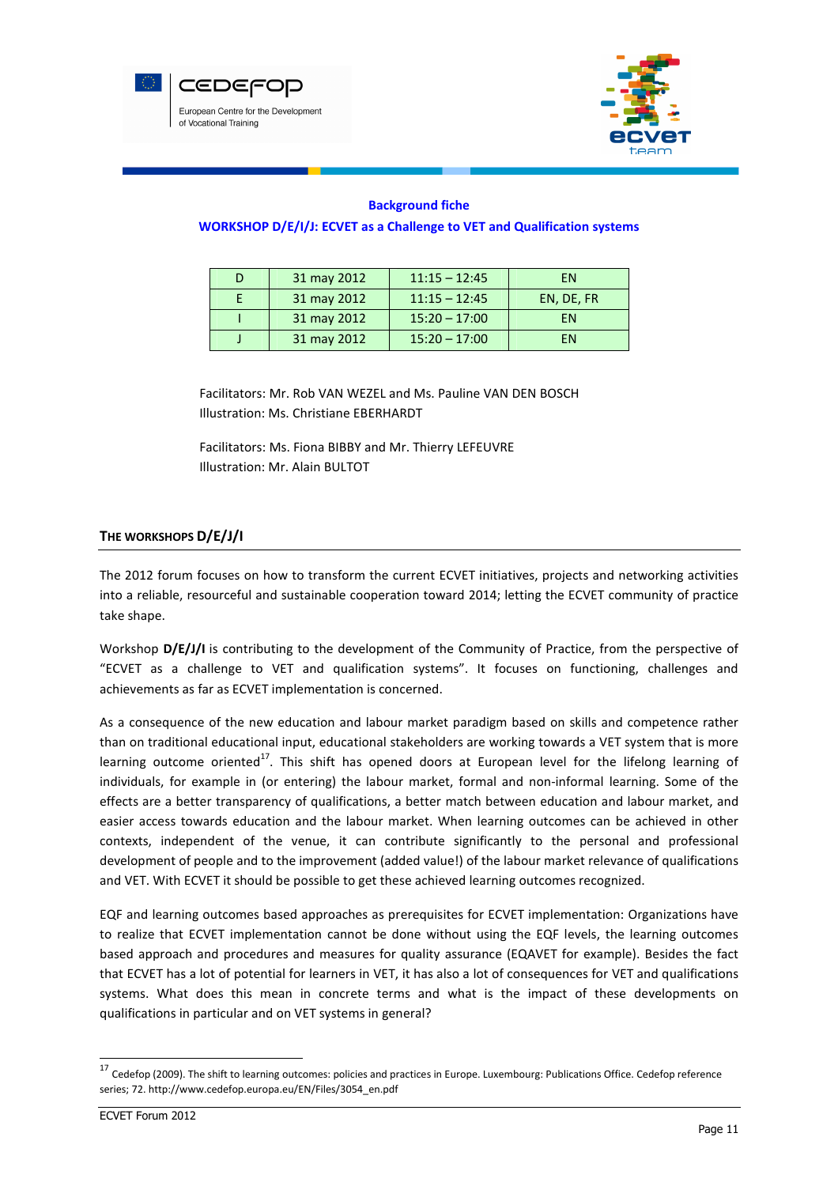**Background fiche**

**WORKSHOP D/E/I/J: ECVET as a Challenge to VET and Qualification systems**

| D | 31 may 2012 | 11:15 – 12:45 | EN |
|---|---|---|---|
| E | 31 may 2012 | 11:15 – 12:45 | EN, DE, FR |
| I | 31 may 2012 | 15:20 – 17:00 | EN |
| J | 31 may 2012 | 15:20 – 17:00 | EN |

Facilitators: Mr. Rob VAN WEZEL and Ms. Pauline VAN DEN BOSCH
Illustration: Ms. Christiane EBERHARDT

Facilitators: Ms. Fiona BIBBY and Mr. Thierry LEFEUVRE
Illustration: Mr. Alain BULTOT

## THE WORKSHOPS D/E/J/I

The 2012 forum focuses on how to transform the current ECVET initiatives, projects and networking activities into a reliable, resourceful and sustainable cooperation toward 2014; letting the ECVET community of practice take shape.

Workshop **D/E/J/I** is contributing to the development of the Community of Practice, from the perspective of "ECVET as a challenge to VET and qualification systems". It focuses on functioning, challenges and achievements as far as ECVET implementation is concerned.

As a consequence of the new education and labour market paradigm based on skills and competence rather than on traditional educational input, educational stakeholders are working towards a VET system that is more learning outcome oriented[17]. This shift has opened doors at European level for the lifelong learning of individuals, for example in (or entering) the labour market, formal and non-informal learning. Some of the effects are a better transparency of qualifications, a better match between education and labour market, and easier access towards education and the labour market. When learning outcomes can be achieved in other contexts, independent of the venue, it can contribute significantly to the personal and professional development of people and to the improvement (added value!) of the labour market relevance of qualifications and VET. With ECVET it should be possible to get these achieved learning outcomes recognized.

EQF and learning outcomes based approaches as prerequisites for ECVET implementation: Organizations have to realize that ECVET implementation cannot be done without using the EQF levels, the learning outcomes based approach and procedures and measures for quality assurance (EQAVET for example). Besides the fact that ECVET has a lot of potential for learners in VET, it has also a lot of consequences for VET and qualifications systems. What does this mean in concrete terms and what is the impact of these developments on qualifications in particular and on VET systems in general?

[17] Cedefop (2009). The shift to learning outcomes: policies and practices in Europe. Luxembourg: Publications Office. Cedefop reference series; 72. http://www.cedefop.europa.eu/EN/Files/3054_en.pdf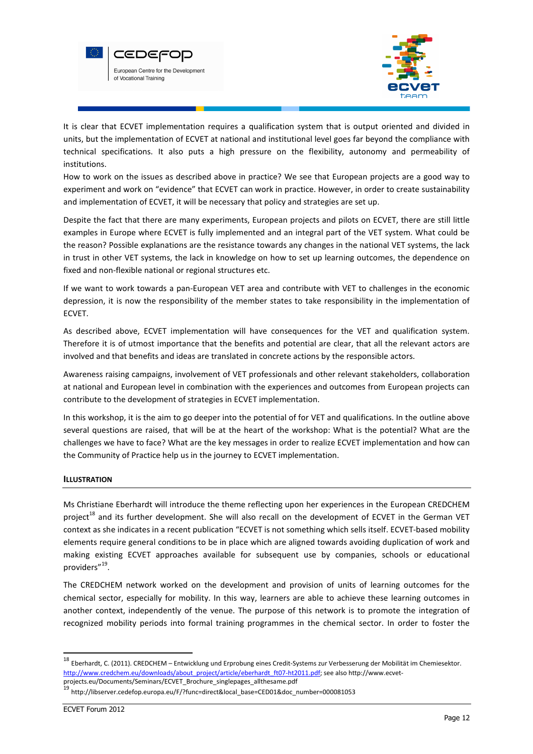It is clear that ECVET implementation requires a qualification system that is output oriented and divided in units, but the implementation of ECVET at national and institutional level goes far beyond the compliance with technical specifications. It also puts a high pressure on the flexibility, autonomy and permeability of institutions.

How to work on the issues as described above in practice? We see that European projects are a good way to experiment and work on "evidence" that ECVET can work in practice. However, in order to create sustainability and implementation of ECVET, it will be necessary that policy and strategies are set up.

Despite the fact that there are many experiments, European projects and pilots on ECVET, there are still little examples in Europe where ECVET is fully implemented and an integral part of the VET system. What could be the reason? Possible explanations are the resistance towards any changes in the national VET systems, the lack in trust in other VET systems, the lack in knowledge on how to set up learning outcomes, the dependence on fixed and non-flexible national or regional structures etc.

If we want to work towards a pan-European VET area and contribute with VET to challenges in the economic depression, it is now the responsibility of the member states to take responsibility in the implementation of ECVET.

As described above, ECVET implementation will have consequences for the VET and qualification system. Therefore it is of utmost importance that the benefits and potential are clear, that all the relevant actors are involved and that benefits and ideas are translated in concrete actions by the responsible actors.

Awareness raising campaigns, involvement of VET professionals and other relevant stakeholders, collaboration at national and European level in combination with the experiences and outcomes from European projects can contribute to the development of strategies in ECVET implementation.

In this workshop, it is the aim to go deeper into the potential of for VET and qualifications. In the outline above several questions are raised, that will be at the heart of the workshop: What is the potential? What are the challenges we have to face? What are the key messages in order to realize ECVET implementation and how can the Community of Practice help us in the journey to ECVET implementation.

#### ILLUSTRATION

Ms Christiane Eberhardt will introduce the theme reflecting upon her experiences in the European CREDCHEM project[18] and its further development. She will also recall on the development of ECVET in the German VET context as she indicates in a recent publication "ECVET is not something which sells itself. ECVET-based mobility elements require general conditions to be in place which are aligned towards avoiding duplication of work and making existing ECVET approaches available for subsequent use by companies, schools or educational providers"[19].

The CREDCHEM network worked on the development and provision of units of learning outcomes for the chemical sector, especially for mobility. In this way, learners are able to achieve these learning outcomes in another context, independently of the venue. The purpose of this network is to promote the integration of recognized mobility periods into formal training programmes in the chemical sector. In order to foster the

---

[18] Eberhardt, C. (2011). CREDCHEM – Entwicklung und Erprobung eines Credit-Systems zur Verbesserung der Mobilität im Chemiesektor. http://www.credchem.eu/downloads/about_project/article/eberhardt_ft07-ht2011.pdf; see also http://www.ecvet-projects.eu/Documents/Seminars/ECVET_Brochure_singlepages_allthesame.pdf

[19] http://libserver.cedefop.europa.eu/F/?func=direct&local_base=CED01&doc_number=000081053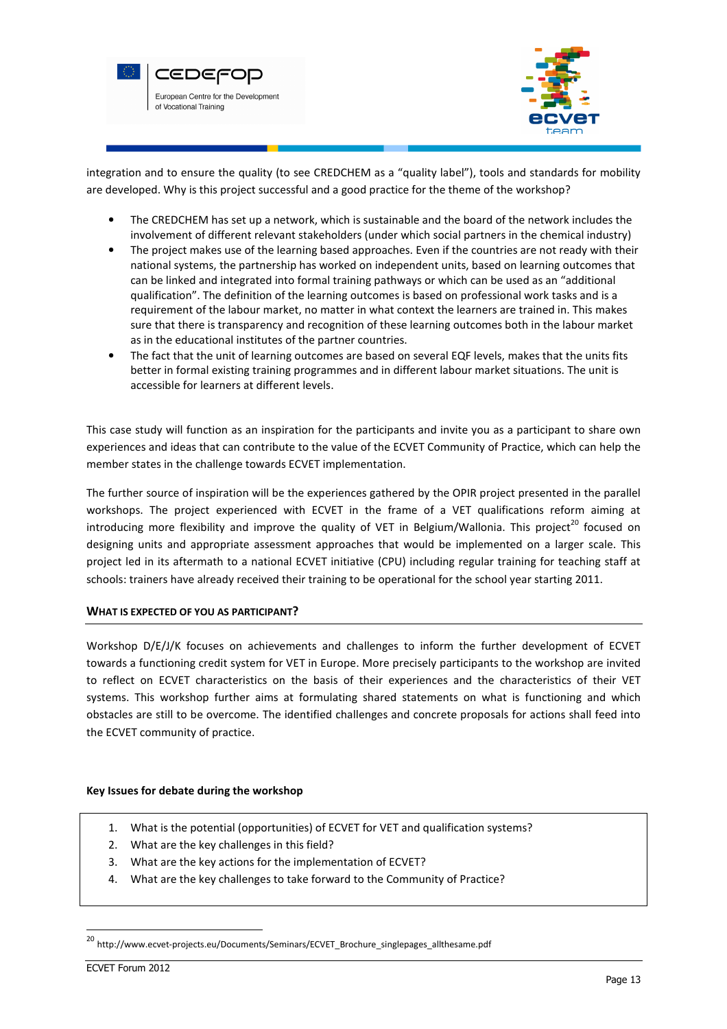integration and to ensure the quality (to see CREDCHEM as a "quality label"), tools and standards for mobility are developed. Why is this project successful and a good practice for the theme of the workshop?

- The CREDCHEM has set up a network, which is sustainable and the board of the network includes the involvement of different relevant stakeholders (under which social partners in the chemical industry)
- The project makes use of the learning based approaches. Even if the countries are not ready with their national systems, the partnership has worked on independent units, based on learning outcomes that can be linked and integrated into formal training pathways or which can be used as an "additional qualification". The definition of the learning outcomes is based on professional work tasks and is a requirement of the labour market, no matter in what context the learners are trained in. This makes sure that there is transparency and recognition of these learning outcomes both in the labour market as in the educational institutes of the partner countries.
- The fact that the unit of learning outcomes are based on several EQF levels, makes that the units fits better in formal existing training programmes and in different labour market situations. The unit is accessible for learners at different levels.

This case study will function as an inspiration for the participants and invite you as a participant to share own experiences and ideas that can contribute to the value of the ECVET Community of Practice, which can help the member states in the challenge towards ECVET implementation.

The further source of inspiration will be the experiences gathered by the OPIR project presented in the parallel workshops. The project experienced with ECVET in the frame of a VET qualifications reform aiming at introducing more flexibility and improve the quality of VET in Belgium/Wallonia. This project[20] focused on designing units and appropriate assessment approaches that would be implemented on a larger scale. This project led in its aftermath to a national ECVET initiative (CPU) including regular training for teaching staff at schools: trainers have already received their training to be operational for the school year starting 2011.

## WHAT IS EXPECTED OF YOU AS PARTICIPANT?

Workshop D/E/J/K focuses on achievements and challenges to inform the further development of ECVET towards a functioning credit system for VET in Europe. More precisely participants to the workshop are invited to reflect on ECVET characteristics on the basis of their experiences and the characteristics of their VET systems. This workshop further aims at formulating shared statements on what is functioning and which obstacles are still to be overcome. The identified challenges and concrete proposals for actions shall feed into the ECVET community of practice.

**Key Issues for debate during the workshop**

1. What is the potential (opportunities) of ECVET for VET and qualification systems?
2. What are the key challenges in this field?
3. What are the key actions for the implementation of ECVET?
4. What are the key challenges to take forward to the Community of Practice?

[20] http://www.ecvet-projects.eu/Documents/Seminars/ECVET_Brochure_singlepages_allthesame.pdf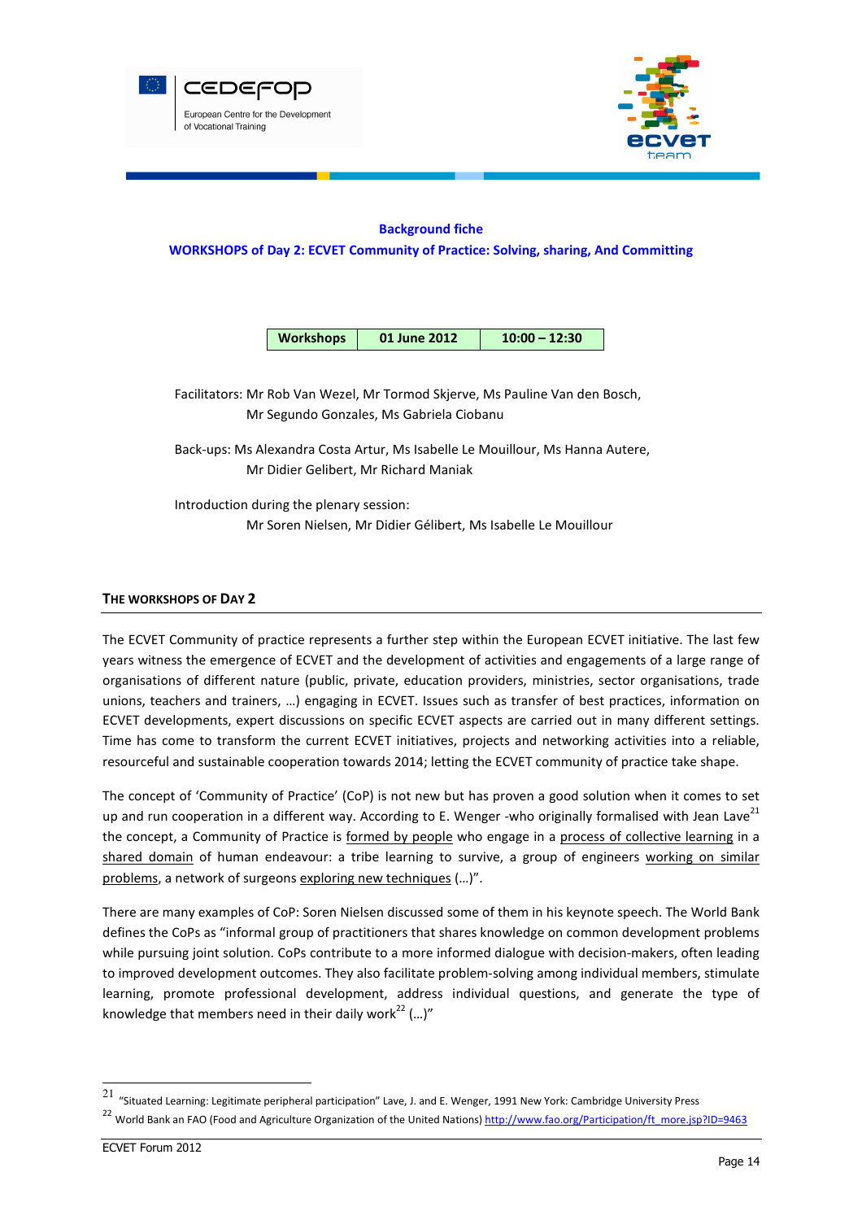**Background fiche**

**WORKSHOPS of Day 2: ECVET Community of Practice: Solving, sharing, And Committing**

| Workshops | 01 June 2012 | 10:00 – 12:30 |
|---|---|---|

Facilitators: Mr Rob Van Wezel, Mr Tormod Skjerve, Ms Pauline Van den Bosch, Mr Segundo Gonzales, Ms Gabriela Ciobanu

Back-ups: Ms Alexandra Costa Artur, Ms Isabelle Le Mouillour, Ms Hanna Autere, Mr Didier Gelibert, Mr Richard Maniak

Introduction during the plenary session:
Mr Soren Nielsen, Mr Didier Gélibert, Ms Isabelle Le Mouillour

## THE WORKSHOPS OF DAY 2

The ECVET Community of practice represents a further step within the European ECVET initiative. The last few years witness the emergence of ECVET and the development of activities and engagements of a large range of organisations of different nature (public, private, education providers, ministries, sector organisations, trade unions, teachers and trainers, …) engaging in ECVET. Issues such as transfer of best practices, information on ECVET developments, expert discussions on specific ECVET aspects are carried out in many different settings. Time has come to transform the current ECVET initiatives, projects and networking activities into a reliable, resourceful and sustainable cooperation towards 2014; letting the ECVET community of practice take shape.

The concept of 'Community of Practice' (CoP) is not new but has proven a good solution when it comes to set up and run cooperation in a different way. According to E. Wenger -who originally formalised with Jean Lave[21] the concept, a Community of Practice is formed by people who engage in a process of collective learning in a shared domain of human endeavour: a tribe learning to survive, a group of engineers working on similar problems, a network of surgeons exploring new techniques (…)".

There are many examples of CoP: Soren Nielsen discussed some of them in his keynote speech. The World Bank defines the CoPs as "informal group of practitioners that shares knowledge on common development problems while pursuing joint solution. CoPs contribute to a more informed dialogue with decision-makers, often leading to improved development outcomes. They also facilitate problem-solving among individual members, stimulate learning, promote professional development, address individual questions, and generate the type of knowledge that members need in their daily work[22] (…)"

---

[21] "Situated Learning: Legitimate peripheral participation" Lave, J. and E. Wenger, 1991 New York: Cambridge University Press

[22] World Bank an FAO (Food and Agriculture Organization of the United Nations) http://www.fao.org/Participation/ft_more.jsp?ID=9463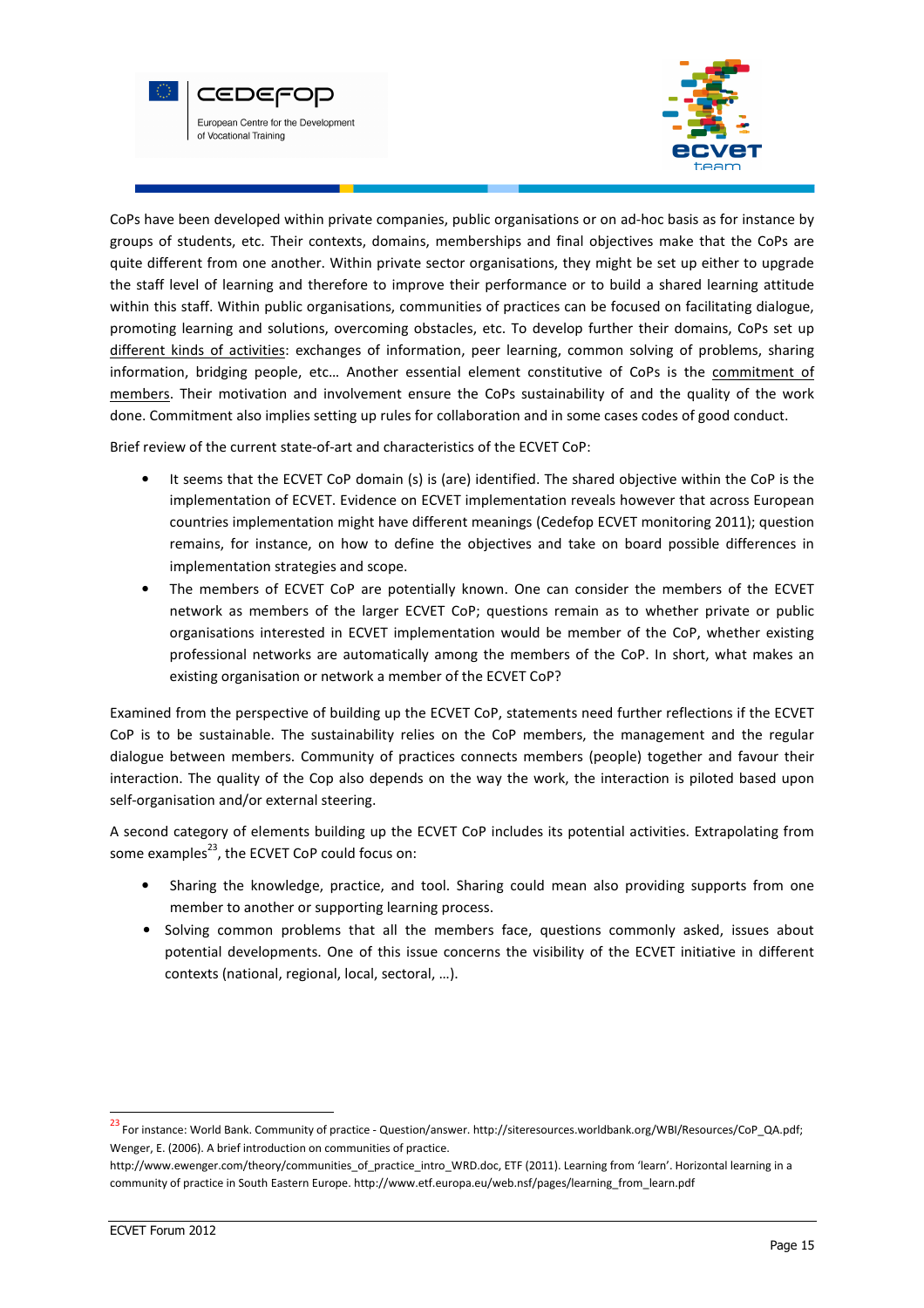CoPs have been developed within private companies, public organisations or on ad-hoc basis as for instance by groups of students, etc. Their contexts, domains, memberships and final objectives make that the CoPs are quite different from one another. Within private sector organisations, they might be set up either to upgrade the staff level of learning and therefore to improve their performance or to build a shared learning attitude within this staff. Within public organisations, communities of practices can be focused on facilitating dialogue, promoting learning and solutions, overcoming obstacles, etc. To develop further their domains, CoPs set up <u>different kinds of activities</u>: exchanges of information, peer learning, common solving of problems, sharing information, bridging people, etc… Another essential element constitutive of CoPs is the <u>commitment of members</u>. Their motivation and involvement ensure the CoPs sustainability of and the quality of the work done. Commitment also implies setting up rules for collaboration and in some cases codes of good conduct.

Brief review of the current state-of-art and characteristics of the ECVET CoP:

- It seems that the ECVET CoP domain (s) is (are) identified. The shared objective within the CoP is the implementation of ECVET. Evidence on ECVET implementation reveals however that across European countries implementation might have different meanings (Cedefop ECVET monitoring 2011); question remains, for instance, on how to define the objectives and take on board possible differences in implementation strategies and scope.
- The members of ECVET CoP are potentially known. One can consider the members of the ECVET network as members of the larger ECVET CoP; questions remain as to whether private or public organisations interested in ECVET implementation would be member of the CoP, whether existing professional networks are automatically among the members of the CoP. In short, what makes an existing organisation or network a member of the ECVET CoP?

Examined from the perspective of building up the ECVET CoP, statements need further reflections if the ECVET CoP is to be sustainable. The sustainability relies on the CoP members, the management and the regular dialogue between members. Community of practices connects members (people) together and favour their interaction. The quality of the Cop also depends on the way the work, the interaction is piloted based upon self-organisation and/or external steering.

A second category of elements building up the ECVET CoP includes its potential activities. Extrapolating from some examples[23], the ECVET CoP could focus on:

- Sharing the knowledge, practice, and tool. Sharing could mean also providing supports from one member to another or supporting learning process.
- Solving common problems that all the members face, questions commonly asked, issues about potential developments. One of this issue concerns the visibility of the ECVET initiative in different contexts (national, regional, local, sectoral, …).

---

[23] For instance: World Bank. Community of practice - Question/answer. http://siteresources.worldbank.org/WBI/Resources/CoP_QA.pdf; Wenger, E. (2006). A brief introduction on communities of practice. http://www.ewenger.com/theory/communities_of_practice_intro_WRD.doc, ETF (2011). Learning from 'learn'. Horizontal learning in a community of practice in South Eastern Europe. http://www.etf.europa.eu/web.nsf/pages/learning_from_learn.pdf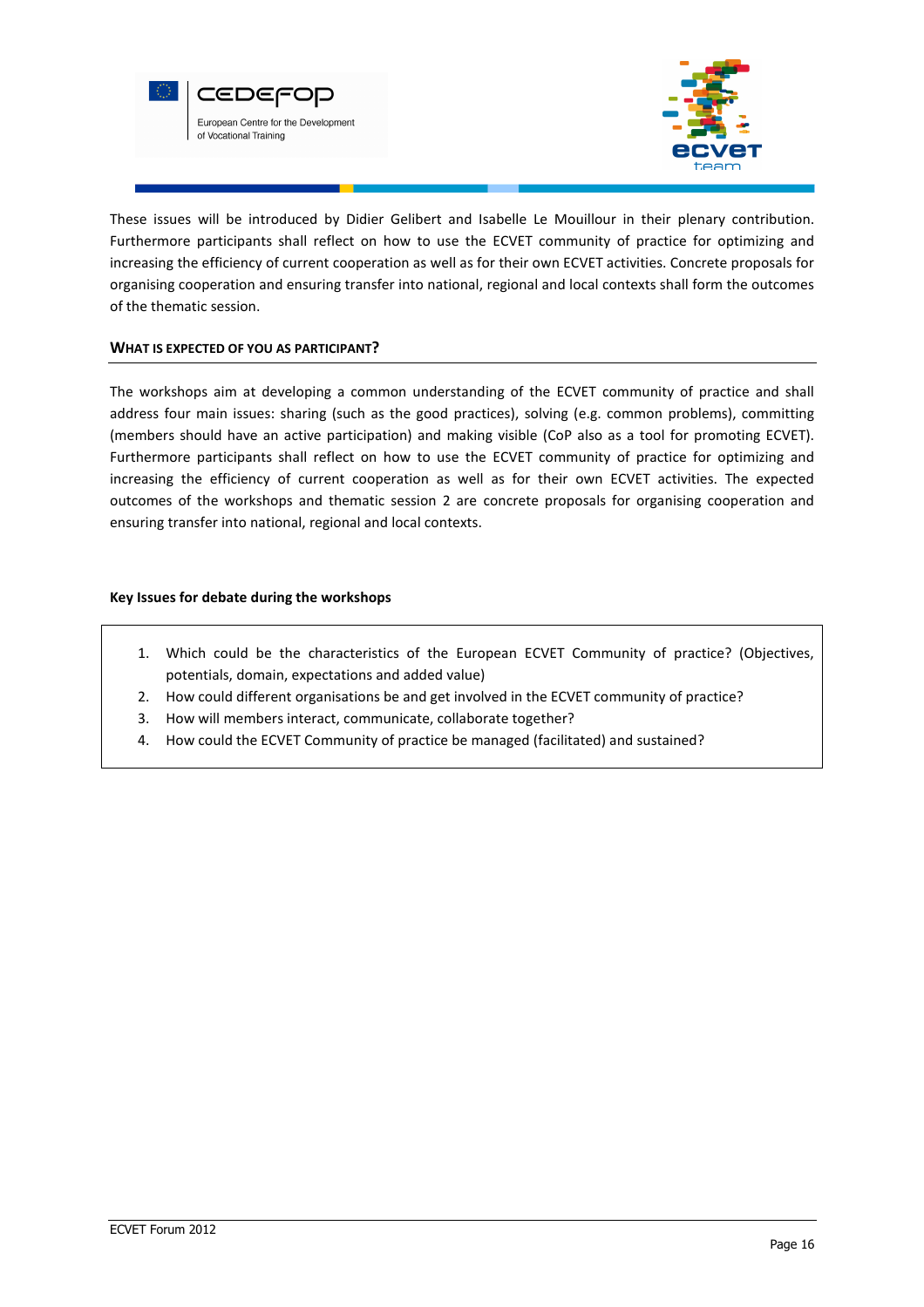These issues will be introduced by Didier Gelibert and Isabelle Le Mouillour in their plenary contribution. Furthermore participants shall reflect on how to use the ECVET community of practice for optimizing and increasing the efficiency of current cooperation as well as for their own ECVET activities. Concrete proposals for organising cooperation and ensuring transfer into national, regional and local contexts shall form the outcomes of the thematic session.

### WHAT IS EXPECTED OF YOU AS PARTICIPANT?

The workshops aim at developing a common understanding of the ECVET community of practice and shall address four main issues: sharing (such as the good practices), solving (e.g. common problems), committing (members should have an active participation) and making visible (CoP also as a tool for promoting ECVET). Furthermore participants shall reflect on how to use the ECVET community of practice for optimizing and increasing the efficiency of current cooperation as well as for their own ECVET activities. The expected outcomes of the workshops and thematic session 2 are concrete proposals for organising cooperation and ensuring transfer into national, regional and local contexts.

**Key Issues for debate during the workshops**

1. Which could be the characteristics of the European ECVET Community of practice? (Objectives, potentials, domain, expectations and added value)
2. How could different organisations be and get involved in the ECVET community of practice?
3. How will members interact, communicate, collaborate together?
4. How could the ECVET Community of practice be managed (facilitated) and sustained?